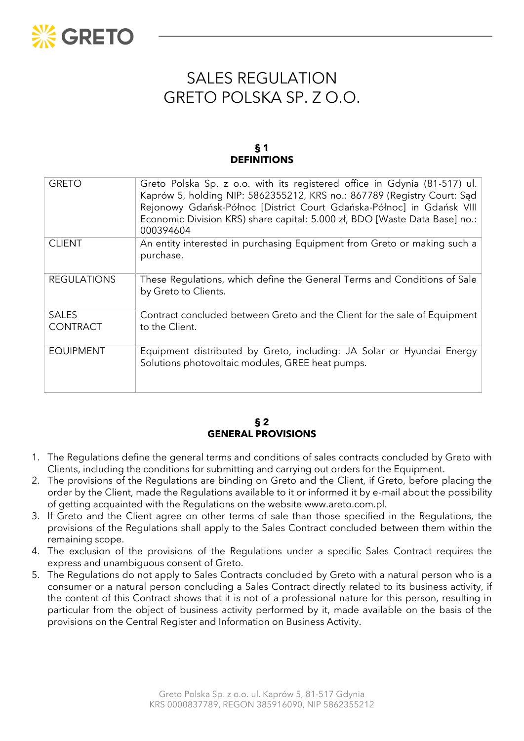# SALES REGULATION
# GRETO POLSKA SP. Z O.O.

## § 1
## DEFINITIONS

| | |
|---|---|
| GRETO | Greto Polska Sp. z o.o. with its registered office in Gdynia (81-517) ul. Kaprów 5, holding NIP: 5862355212, KRS no.: 867789 (Registry Court: Sąd Rejonowy Gdańsk-Północ [District Court Gdańska-Północ] in Gdańsk VIII Economic Division KRS) share capital: 5.000 zł, BDO [Waste Data Base] no.: 000394604 |
| CLIENT | An entity interested in purchasing Equipment from Greto or making such a purchase. |
| REGULATIONS | These Regulations, which define the General Terms and Conditions of Sale by Greto to Clients. |
| SALES CONTRACT | Contract concluded between Greto and the Client for the sale of Equipment to the Client. |
| EQUIPMENT | Equipment distributed by Greto, including: JA Solar or Hyundai Energy Solutions photovoltaic modules, GREE heat pumps. |

## § 2
## GENERAL PROVISIONS

1. The Regulations define the general terms and conditions of sales contracts concluded by Greto with Clients, including the conditions for submitting and carrying out orders for the Equipment.
2. The provisions of the Regulations are binding on Greto and the Client, if Greto, before placing the order by the Client, made the Regulations available to it or informed it by e-mail about the possibility of getting acquainted with the Regulations on the website www.areto.com.pl.
3. If Greto and the Client agree on other terms of sale than those specified in the Regulations, the provisions of the Regulations shall apply to the Sales Contract concluded between them within the remaining scope.
4. The exclusion of the provisions of the Regulations under a specific Sales Contract requires the express and unambiguous consent of Greto.
5. The Regulations do not apply to Sales Contracts concluded by Greto with a natural person who is a consumer or a natural person concluding a Sales Contract directly related to its business activity, if the content of this Contract shows that it is not of a professional nature for this person, resulting in particular from the object of business activity performed by it, made available on the basis of the provisions on the Central Register and Information on Business Activity.

Greto Polska Sp. z o.o. ul. Kaprów 5, 81-517 Gdynia
KRS 0000837789, REGON 385916090, NIP 5862355212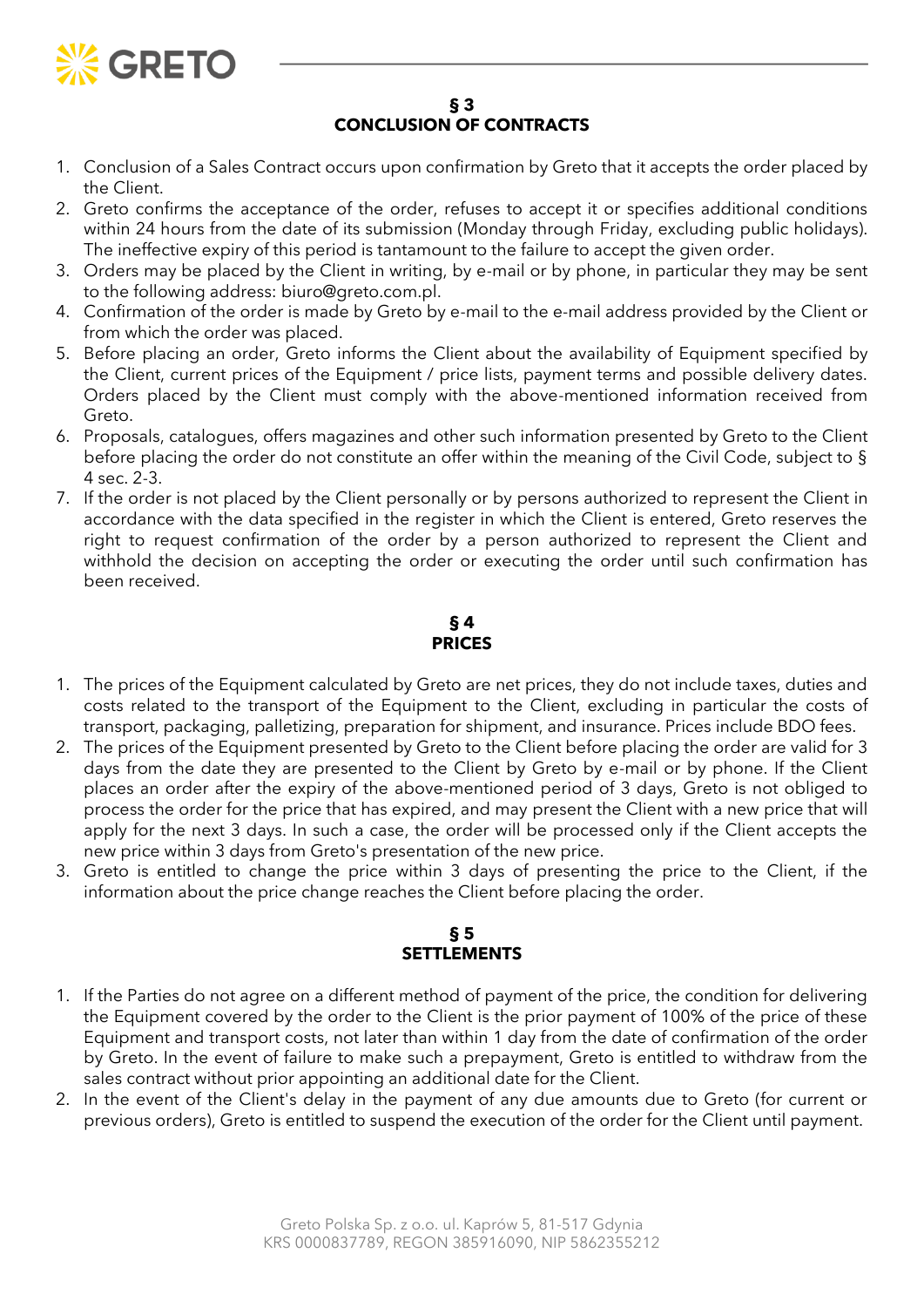## § 3
## CONCLUSION OF CONTRACTS

1. Conclusion of a Sales Contract occurs upon confirmation by Greto that it accepts the order placed by the Client.
2. Greto confirms the acceptance of the order, refuses to accept it or specifies additional conditions within 24 hours from the date of its submission (Monday through Friday, excluding public holidays). The ineffective expiry of this period is tantamount to the failure to accept the given order.
3. Orders may be placed by the Client in writing, by e-mail or by phone, in particular they may be sent to the following address: biuro@greto.com.pl.
4. Confirmation of the order is made by Greto by e-mail to the e-mail address provided by the Client or from which the order was placed.
5. Before placing an order, Greto informs the Client about the availability of Equipment specified by the Client, current prices of the Equipment / price lists, payment terms and possible delivery dates. Orders placed by the Client must comply with the above-mentioned information received from Greto.
6. Proposals, catalogues, offers magazines and other such information presented by Greto to the Client before placing the order do not constitute an offer within the meaning of the Civil Code, subject to § 4 sec. 2-3.
7. If the order is not placed by the Client personally or by persons authorized to represent the Client in accordance with the data specified in the register in which the Client is entered, Greto reserves the right to request confirmation of the order by a person authorized to represent the Client and withhold the decision on accepting the order or executing the order until such confirmation has been received.

## § 4
## PRICES

1. The prices of the Equipment calculated by Greto are net prices, they do not include taxes, duties and costs related to the transport of the Equipment to the Client, excluding in particular the costs of transport, packaging, palletizing, preparation for shipment, and insurance. Prices include BDO fees.
2. The prices of the Equipment presented by Greto to the Client before placing the order are valid for 3 days from the date they are presented to the Client by Greto by e-mail or by phone. If the Client places an order after the expiry of the above-mentioned period of 3 days, Greto is not obliged to process the order for the price that has expired, and may present the Client with a new price that will apply for the next 3 days. In such a case, the order will be processed only if the Client accepts the new price within 3 days from Greto's presentation of the new price.
3. Greto is entitled to change the price within 3 days of presenting the price to the Client, if the information about the price change reaches the Client before placing the order.

## § 5
## SETTLEMENTS

1. If the Parties do not agree on a different method of payment of the price, the condition for delivering the Equipment covered by the order to the Client is the prior payment of 100% of the price of these Equipment and transport costs, not later than within 1 day from the date of confirmation of the order by Greto. In the event of failure to make such a prepayment, Greto is entitled to withdraw from the sales contract without prior appointing an additional date for the Client.
2. In the event of the Client's delay in the payment of any due amounts due to Greto (for current or previous orders), Greto is entitled to suspend the execution of the order for the Client until payment.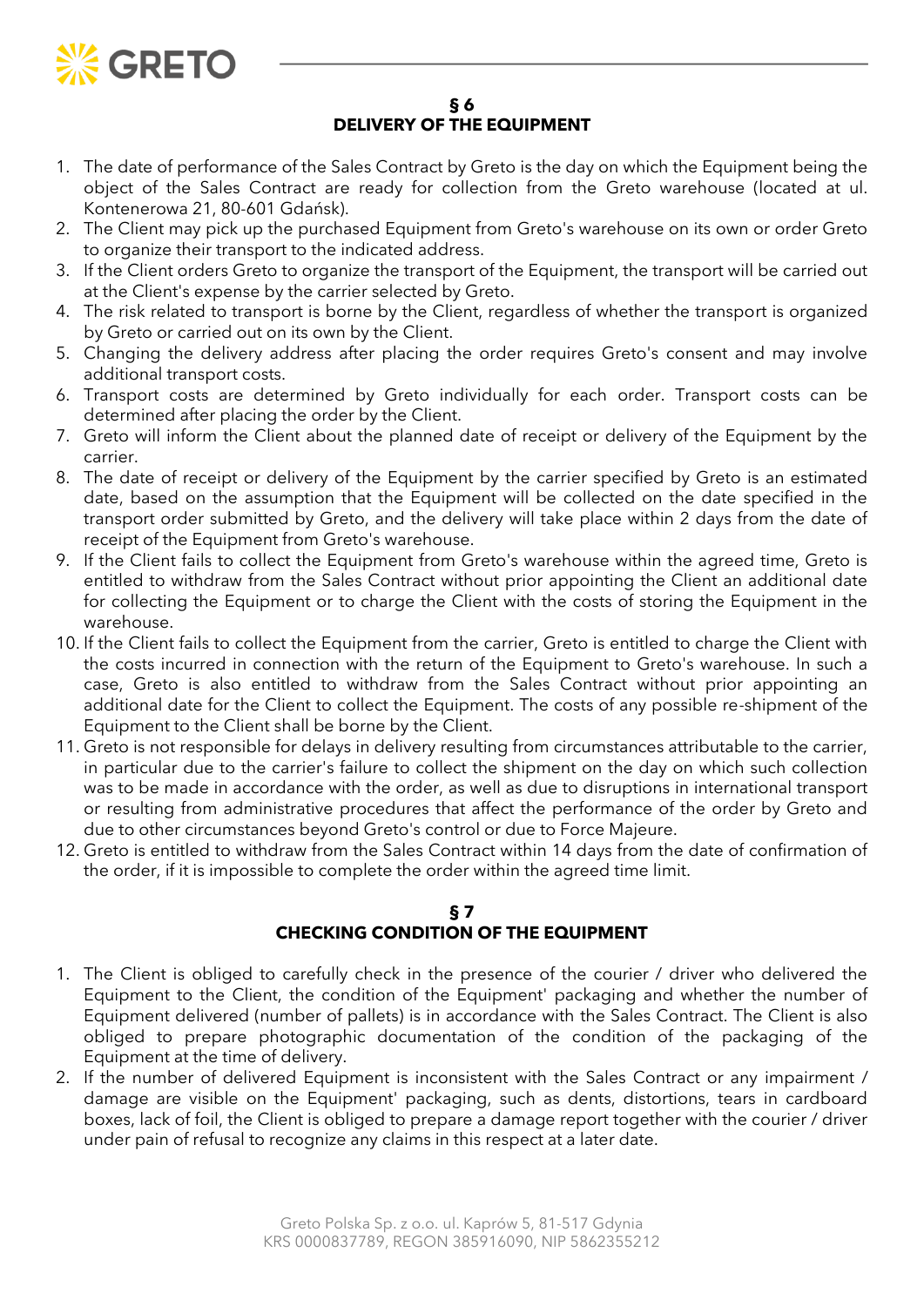## § 6
## DELIVERY OF THE EQUIPMENT

1. The date of performance of the Sales Contract by Greto is the day on which the Equipment being the object of the Sales Contract are ready for collection from the Greto warehouse (located at ul. Kontenerowa 21, 80-601 Gdańsk).
2. The Client may pick up the purchased Equipment from Greto's warehouse on its own or order Greto to organize their transport to the indicated address.
3. If the Client orders Greto to organize the transport of the Equipment, the transport will be carried out at the Client's expense by the carrier selected by Greto.
4. The risk related to transport is borne by the Client, regardless of whether the transport is organized by Greto or carried out on its own by the Client.
5. Changing the delivery address after placing the order requires Greto's consent and may involve additional transport costs.
6. Transport costs are determined by Greto individually for each order. Transport costs can be determined after placing the order by the Client.
7. Greto will inform the Client about the planned date of receipt or delivery of the Equipment by the carrier.
8. The date of receipt or delivery of the Equipment by the carrier specified by Greto is an estimated date, based on the assumption that the Equipment will be collected on the date specified in the transport order submitted by Greto, and the delivery will take place within 2 days from the date of receipt of the Equipment from Greto's warehouse.
9. If the Client fails to collect the Equipment from Greto's warehouse within the agreed time, Greto is entitled to withdraw from the Sales Contract without prior appointing the Client an additional date for collecting the Equipment or to charge the Client with the costs of storing the Equipment in the warehouse.
10. If the Client fails to collect the Equipment from the carrier, Greto is entitled to charge the Client with the costs incurred in connection with the return of the Equipment to Greto's warehouse. In such a case, Greto is also entitled to withdraw from the Sales Contract without prior appointing an additional date for the Client to collect the Equipment. The costs of any possible re-shipment of the Equipment to the Client shall be borne by the Client.
11. Greto is not responsible for delays in delivery resulting from circumstances attributable to the carrier, in particular due to the carrier's failure to collect the shipment on the day on which such collection was to be made in accordance with the order, as well as due to disruptions in international transport or resulting from administrative procedures that affect the performance of the order by Greto and due to other circumstances beyond Greto's control or due to Force Majeure.
12. Greto is entitled to withdraw from the Sales Contract within 14 days from the date of confirmation of the order, if it is impossible to complete the order within the agreed time limit.

## § 7
## CHECKING CONDITION OF THE EQUIPMENT

1. The Client is obliged to carefully check in the presence of the courier / driver who delivered the Equipment to the Client, the condition of the Equipment' packaging and whether the number of Equipment delivered (number of pallets) is in accordance with the Sales Contract. The Client is also obliged to prepare photographic documentation of the condition of the packaging of the Equipment at the time of delivery.
2. If the number of delivered Equipment is inconsistent with the Sales Contract or any impairment / damage are visible on the Equipment' packaging, such as dents, distortions, tears in cardboard boxes, lack of foil, the Client is obliged to prepare a damage report together with the courier / driver under pain of refusal to recognize any claims in this respect at a later date.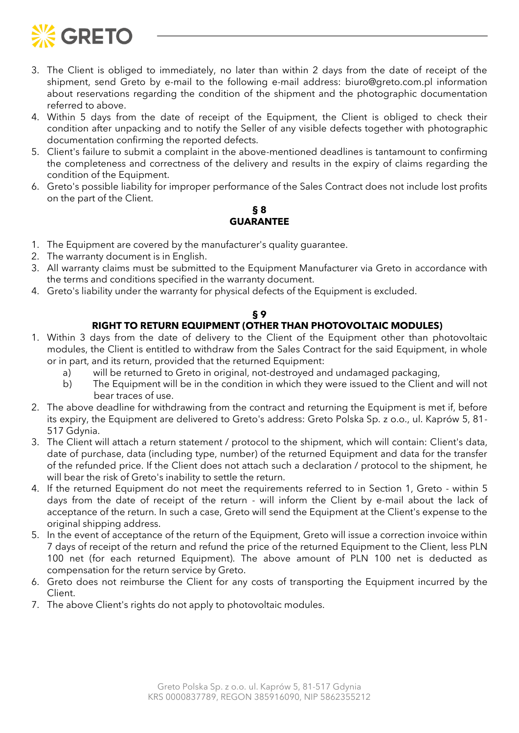3. The Client is obliged to immediately, no later than within 2 days from the date of receipt of the shipment, send Greto by e-mail to the following e-mail address: biuro@greto.com.pl information about reservations regarding the condition of the shipment and the photographic documentation referred to above.
4. Within 5 days from the date of receipt of the Equipment, the Client is obliged to check their condition after unpacking and to notify the Seller of any visible defects together with photographic documentation confirming the reported defects.
5. Client's failure to submit a complaint in the above-mentioned deadlines is tantamount to confirming the completeness and correctness of the delivery and results in the expiry of claims regarding the condition of the Equipment.
6. Greto's possible liability for improper performance of the Sales Contract does not include lost profits on the part of the Client.

**§ 8**
**GUARANTEE**

1. The Equipment are covered by the manufacturer's quality guarantee.
2. The warranty document is in English.
3. All warranty claims must be submitted to the Equipment Manufacturer via Greto in accordance with the terms and conditions specified in the warranty document.
4. Greto's liability under the warranty for physical defects of the Equipment is excluded.

**§ 9**
**RIGHT TO RETURN EQUIPMENT (OTHER THAN PHOTOVOLTAIC MODULES)**

1. Within 3 days from the date of delivery to the Client of the Equipment other than photovoltaic modules, the Client is entitled to withdraw from the Sales Contract for the said Equipment, in whole or in part, and its return, provided that the returned Equipment:
   a) will be returned to Greto in original, not-destroyed and undamaged packaging,
   b) The Equipment will be in the condition in which they were issued to the Client and will not bear traces of use.
2. The above deadline for withdrawing from the contract and returning the Equipment is met if, before its expiry, the Equipment are delivered to Greto's address: Greto Polska Sp. z o.o., ul. Kaprów 5, 81-517 Gdynia.
3. The Client will attach a return statement / protocol to the shipment, which will contain: Client's data, date of purchase, data (including type, number) of the returned Equipment and data for the transfer of the refunded price. If the Client does not attach such a declaration / protocol to the shipment, he will bear the risk of Greto's inability to settle the return.
4. If the returned Equipment do not meet the requirements referred to in Section 1, Greto - within 5 days from the date of receipt of the return - will inform the Client by e-mail about the lack of acceptance of the return. In such a case, Greto will send the Equipment at the Client's expense to the original shipping address.
5. In the event of acceptance of the return of the Equipment, Greto will issue a correction invoice within 7 days of receipt of the return and refund the price of the returned Equipment to the Client, less PLN 100 net (for each returned Equipment). The above amount of PLN 100 net is deducted as compensation for the return service by Greto.
6. Greto does not reimburse the Client for any costs of transporting the Equipment incurred by the Client.
7. The above Client's rights do not apply to photovoltaic modules.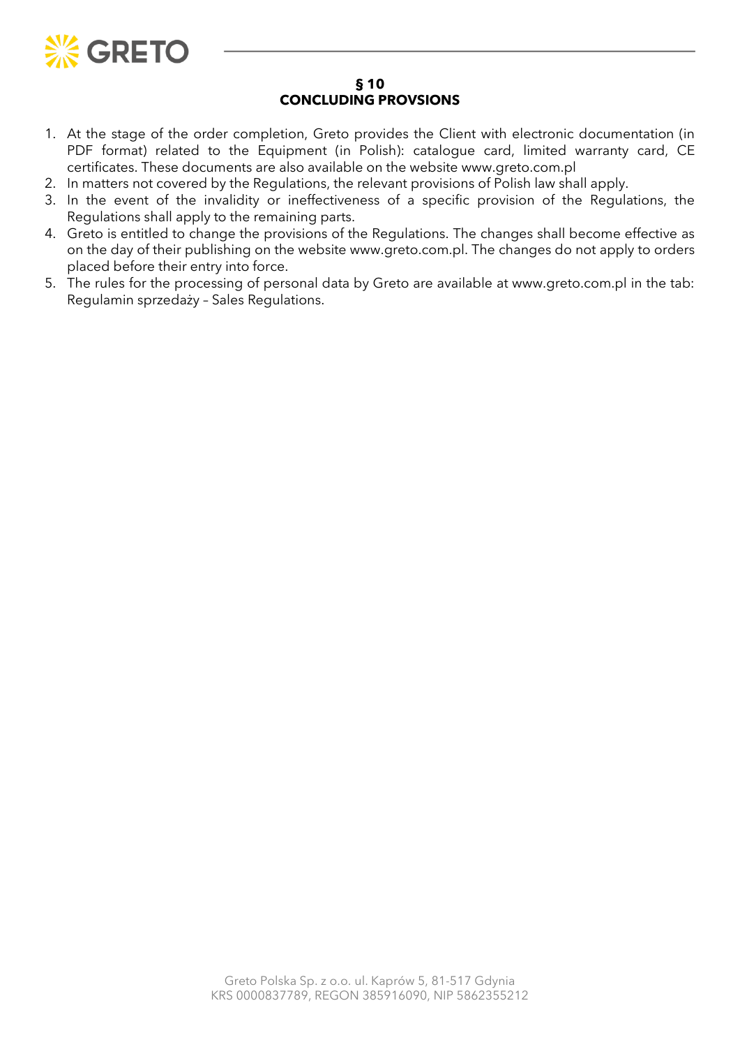## § 10
## CONCLUDING PROVSIONS

1. At the stage of the order completion, Greto provides the Client with electronic documentation (in PDF format) related to the Equipment (in Polish): catalogue card, limited warranty card, CE certificates. These documents are also available on the website www.greto.com.pl
2. In matters not covered by the Regulations, the relevant provisions of Polish law shall apply.
3. In the event of the invalidity or ineffectiveness of a specific provision of the Regulations, the Regulations shall apply to the remaining parts.
4. Greto is entitled to change the provisions of the Regulations. The changes shall become effective as on the day of their publishing on the website www.greto.com.pl. The changes do not apply to orders placed before their entry into force.
5. The rules for the processing of personal data by Greto are available at www.greto.com.pl in the tab: Regulamin sprzedaży – Sales Regulations.